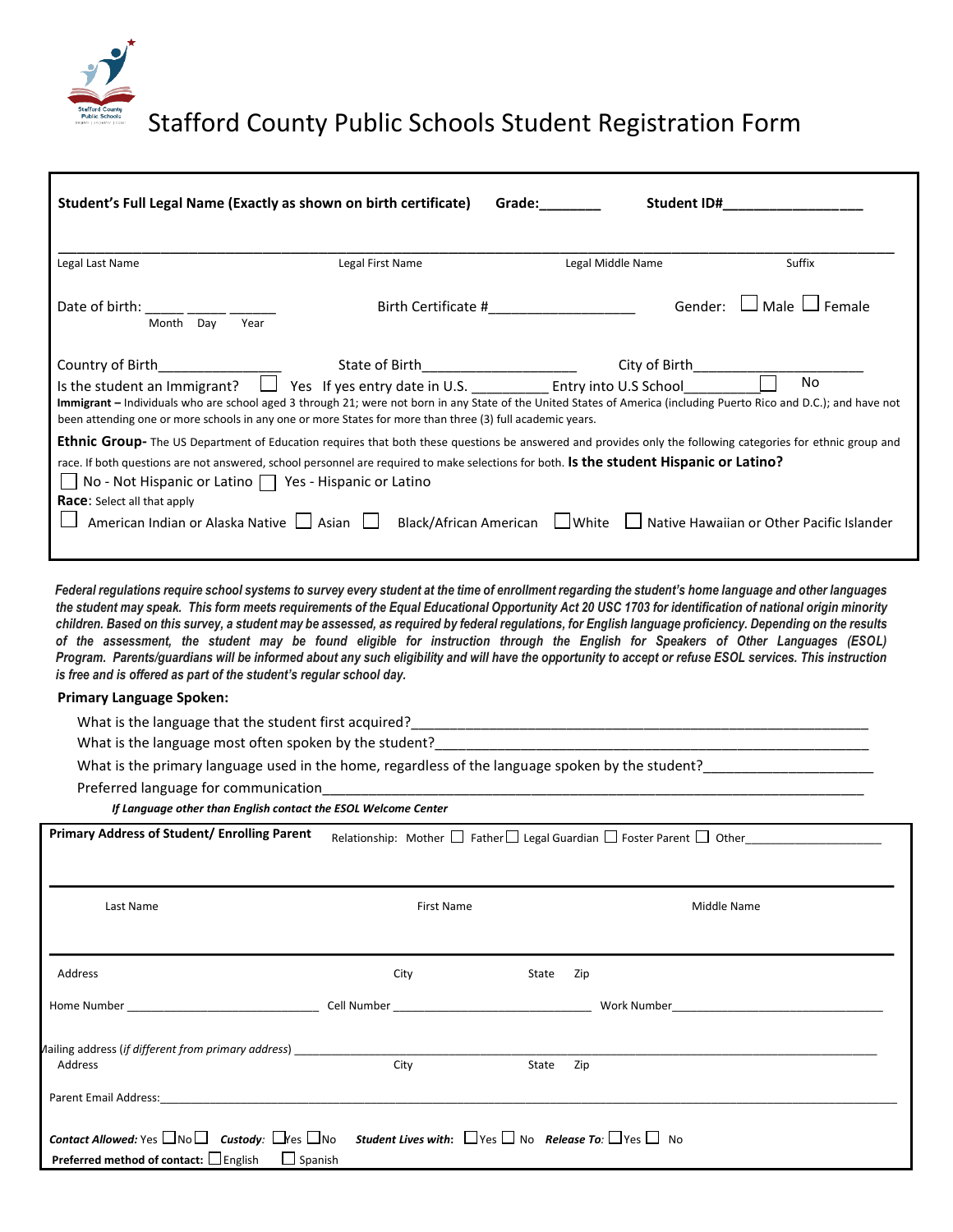# Stafford County Public Schools Student Registration Form

**Student's Full Legal Name (Exactly as shown on birth certificate)** **Grade:________** **Student ID#__________________**

______________________________________________________________________________________________

Legal Last Name | Legal First Name | Legal Middle Name | Suffix

Date of birth: _____ _____ ______ (Month Day Year) Birth Certificate #__________________ Gender: ☐ Male ☐ Female

Country of Birth________________ State of Birth____________________ City of Birth______________________

Is the student an Immigrant? ☐ Yes If yes entry date in U.S. __________ Entry into U.S School_________ ☐ No

**Immigrant –** Individuals who are school aged 3 through 21; were not born in any State of the United States of America (including Puerto Rico and D.C.); and have not been attending one or more schools in any one or more States for more than three (3) full academic years.

**Ethnic Group-** The US Department of Education requires that both these questions be answered and provides only the following categories for ethnic group and race. If both questions are not answered, school personnel are required to make selections for both. **Is the student Hispanic or Latino?**

☐ No - Not Hispanic or Latino ☐ Yes - Hispanic or Latino

**Race**: Select all that apply

☐ American Indian or Alaska Native ☐ Asian ☐ Black/African American ☐ White ☐ Native Hawaiian or Other Pacific Islander

***Federal regulations require school systems to survey every student at the time of enrollment regarding the student's home language and other languages the student may speak. This form meets requirements of the Equal Educational Opportunity Act 20 USC 1703 for identification of national origin minority children. Based on this survey, a student may be assessed, as required by federal regulations, for English language proficiency. Depending on the results of the assessment, the student may be found eligible for instruction through the English for Speakers of Other Languages (ESOL) Program. Parents/guardians will be informed about any such eligibility and will have the opportunity to accept or refuse ESOL services. This instruction is free and is offered as part of the student's regular school day.***

**Primary Language Spoken:**

What is the language that the student first acquired?_______________________________________________

What is the language most often spoken by the student?____________________________________________

What is the primary language used in the home, regardless of the language spoken by the student?_____________

Preferred language for communication____________________________________________________

***If Language other than English contact the ESOL Welcome Center***

**Primary Address of Student/ Enrolling Parent** Relationship: Mother ☐ Father ☐ Legal Guardian ☐ Foster Parent ☐ Other____________________

______________________________________________________________________________________________

Last Name | First Name | Middle Name

______________________________________________________________________________________________

Address | City | State | Zip

Home Number ____________________________ Cell Number ______________________________ Work Number_________________________________

Mailing address (*if different from primary address*) ___________________________________________________________

Address | City | State | Zip

Parent Email Address:_________________________________________________________________________

***Contact Allowed:*** Yes ☐ No ☐ ***Custody:*** ☐ Yes ☐ No ***Student Lives with:*** ☐ Yes ☐ No ***Release To:*** ☐ Yes ☐ No

**Preferred method of contact:** ☐ English ☐ Spanish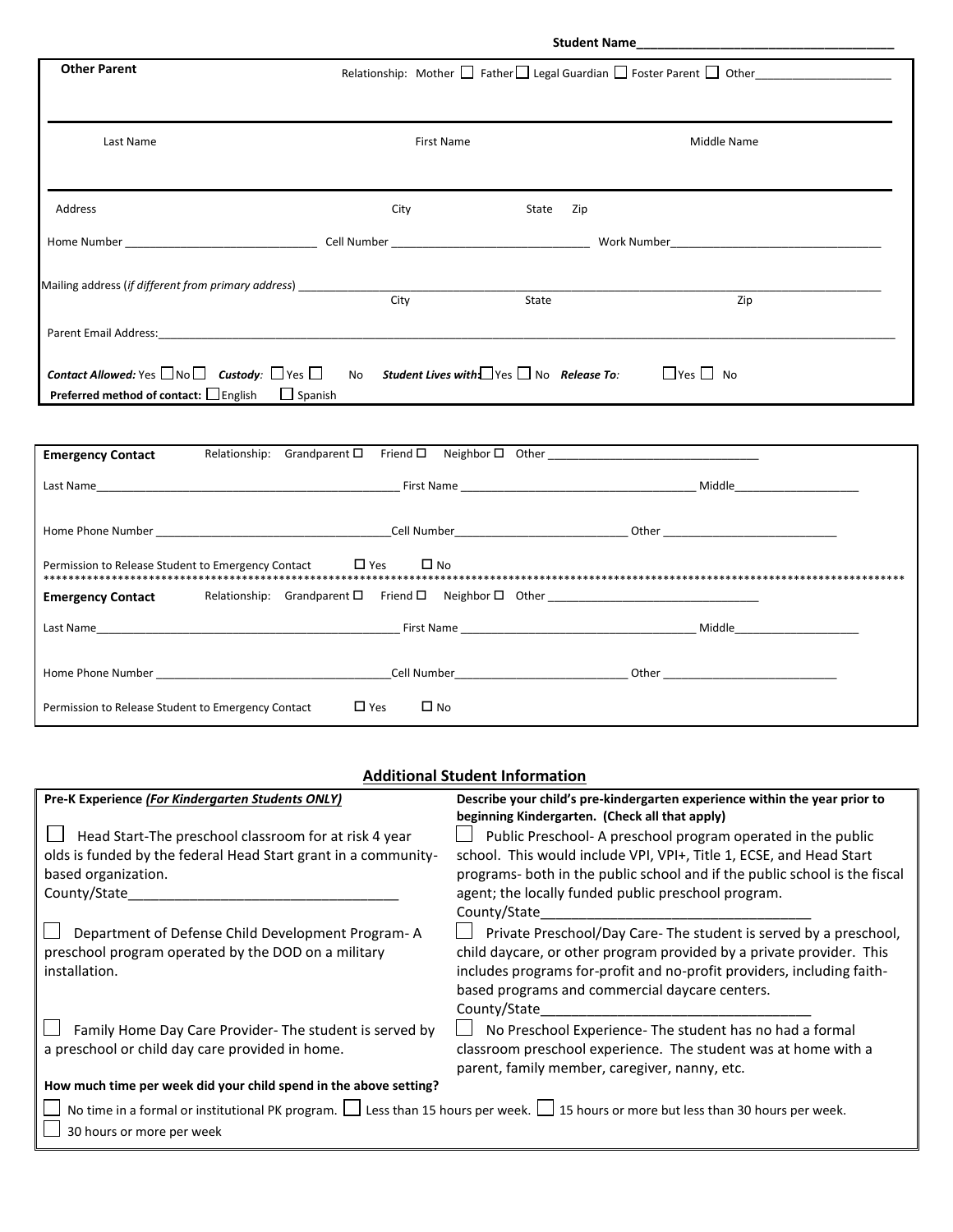**Student Name**\_\_\_\_\_\_\_\_\_\_\_\_\_\_\_\_\_\_\_\_\_\_\_\_\_\_\_\_\_\_\_\_\_\_\_\_\_\_

**Other Parent**

Relationship: Mother ☐ Father ☐ Legal Guardian ☐ Foster Parent ☐ Other\_\_\_\_\_\_\_\_\_\_\_\_\_\_\_\_\_\_\_\_\_\_

| Last Name | First Name | Middle Name |
| --- | --- | --- |

| Address | City | State | Zip |
| --- | --- | --- | --- |

Home Number \_\_\_\_\_\_\_\_\_\_\_\_\_\_\_\_\_\_\_\_\_\_\_\_\_\_\_\_\_\_ Cell Number \_\_\_\_\_\_\_\_\_\_\_\_\_\_\_\_\_\_\_\_\_\_\_\_\_\_\_\_\_\_ Work Number\_\_\_\_\_\_\_\_\_\_\_\_\_\_\_\_\_\_\_\_\_\_\_\_\_\_\_\_\_\_\_\_\_\_

Mailing address (*if different from primary address*) \_\_\_\_\_\_\_\_\_\_\_\_\_\_\_\_\_\_\_\_\_\_\_\_\_\_\_\_\_\_\_\_\_\_\_\_\_\_\_\_\_\_\_\_\_\_\_\_\_\_\_\_\_\_\_\_
City State Zip

Parent Email Address:\_\_\_\_\_\_\_\_\_\_\_\_\_\_\_\_\_\_\_\_\_\_\_\_\_\_\_\_\_\_\_\_\_\_\_\_\_\_\_\_\_\_\_\_\_\_\_\_\_\_\_\_\_\_\_\_\_\_\_\_\_\_\_\_\_\_\_\_\_\_\_\_\_\_\_\_\_\_

***Contact Allowed:*** Yes ☐ No ☐ ***Custody:*** ☐ Yes ☐ No ***Student Lives with:*** ☐ Yes ☐ No ***Release To:*** ☐ Yes ☐ No
**Preferred method of contact:** ☐ English ☐ Spanish

**Emergency Contact** Relationship: Grandparent ☐ Friend ☐ Neighbor ☐ Other \_\_\_\_\_\_\_\_\_\_\_\_\_\_\_\_\_\_\_\_\_\_\_\_\_\_\_\_\_\_\_\_\_\_

Last Name\_\_\_\_\_\_\_\_\_\_\_\_\_\_\_\_\_\_\_\_\_\_\_\_\_\_\_\_\_\_\_\_\_\_\_\_\_\_\_\_\_\_\_\_\_\_\_\_\_\_ First Name \_\_\_\_\_\_\_\_\_\_\_\_\_\_\_\_\_\_\_\_\_\_\_\_\_\_\_\_\_\_\_\_\_\_\_\_\_\_ Middle\_\_\_\_\_\_\_\_\_\_\_\_\_\_\_\_\_\_\_\_

Home Phone Number \_\_\_\_\_\_\_\_\_\_\_\_\_\_\_\_\_\_\_\_\_\_\_\_\_\_\_\_\_\_\_\_\_\_\_\_\_\_Cell Number\_\_\_\_\_\_\_\_\_\_\_\_\_\_\_\_\_\_\_\_\_\_\_\_\_\_\_\_ Other \_\_\_\_\_\_\_\_\_\_\_\_\_\_\_\_\_\_\_\_\_\_\_\_\_\_\_\_

Permission to Release Student to Emergency Contact ☐ Yes ☐ No

**************************************************************************************************************************

**Emergency Contact** Relationship: Grandparent ☐ Friend ☐ Neighbor ☐ Other \_\_\_\_\_\_\_\_\_\_\_\_\_\_\_\_\_\_\_\_\_\_\_\_\_\_\_\_\_\_\_\_\_\_

Last Name\_\_\_\_\_\_\_\_\_\_\_\_\_\_\_\_\_\_\_\_\_\_\_\_\_\_\_\_\_\_\_\_\_\_\_\_\_\_\_\_\_\_\_\_\_\_\_\_\_\_ First Name \_\_\_\_\_\_\_\_\_\_\_\_\_\_\_\_\_\_\_\_\_\_\_\_\_\_\_\_\_\_\_\_\_\_\_\_\_\_ Middle\_\_\_\_\_\_\_\_\_\_\_\_\_\_\_\_\_\_\_\_

Home Phone Number \_\_\_\_\_\_\_\_\_\_\_\_\_\_\_\_\_\_\_\_\_\_\_\_\_\_\_\_\_\_\_\_\_\_\_\_\_\_Cell Number\_\_\_\_\_\_\_\_\_\_\_\_\_\_\_\_\_\_\_\_\_\_\_\_\_\_\_\_ Other \_\_\_\_\_\_\_\_\_\_\_\_\_\_\_\_\_\_\_\_\_\_\_\_\_\_\_\_

Permission to Release Student to Emergency Contact ☐ Yes ☐ No

## Additional Student Information

**Pre-K Experience *(For Kindergarten Students ONLY)***

**Describe your child's pre-kindergarten experience within the year prior to beginning Kindergarten. (Check all that apply)**

☐ Head Start-The preschool classroom for at risk 4 year olds is funded by the federal Head Start grant in a community-based organization.
County/State\_\_\_\_\_\_\_\_\_\_\_\_\_\_\_\_\_\_\_\_\_\_\_\_\_\_\_\_\_\_\_\_\_\_\_\_

☐ Department of Defense Child Development Program- A preschool program operated by the DOD on a military installation.

☐ Family Home Day Care Provider- The student is served by a preschool or child day care provided in home.

☐ Public Preschool- A preschool program operated in the public school. This would include VPI, VPI+, Title 1, ECSE, and Head Start programs- both in the public school and if the public school is the fiscal agent; the locally funded public preschool program.
County/State\_\_\_\_\_\_\_\_\_\_\_\_\_\_\_\_\_\_\_\_\_\_\_\_\_\_\_\_\_\_\_\_\_\_\_\_

☐ Private Preschool/Day Care- The student is served by a preschool, child daycare, or other program provided by a private provider. This includes programs for-profit and no-profit providers, including faith-based programs and commercial daycare centers.
County/State\_\_\_\_\_\_\_\_\_\_\_\_\_\_\_\_\_\_\_\_\_\_\_\_\_\_\_\_\_\_\_\_\_\_\_\_

☐ No Preschool Experience- The student has no had a formal classroom preschool experience. The student was at home with a parent, family member, caregiver, nanny, etc.

**How much time per week did your child spend in the above setting?**

☐ No time in a formal or institutional PK program. ☐ Less than 15 hours per week. ☐ 15 hours or more but less than 30 hours per week.
☐ 30 hours or more per week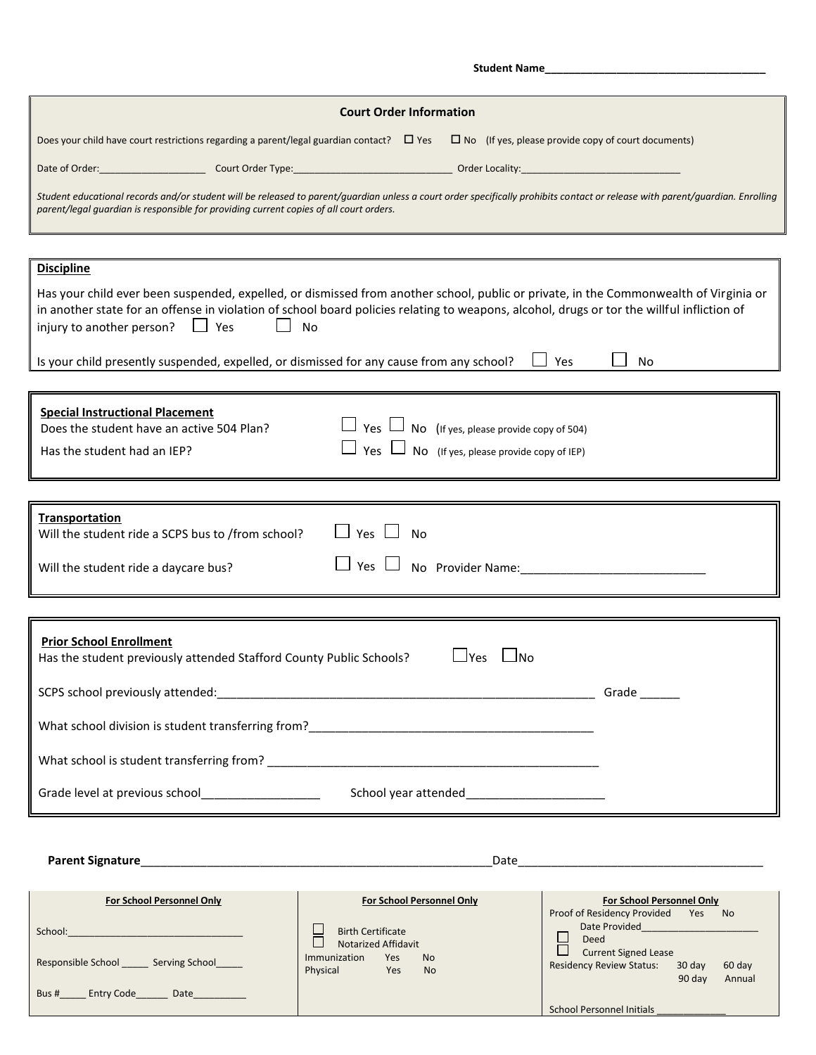**Student Name**_____________________________________

**Court Order Information**

Does your child have court restrictions regarding a parent/legal guardian contact? ☐ Yes ☐ No (If yes, please provide copy of court documents)

Date of Order:___________________ Court Order Type:_____________________________ Order Locality:_____________________________

*Student educational records and/or student will be released to parent/guardian unless a court order specifically prohibits contact or release with parent/guardian. Enrolling parent/legal guardian is responsible for providing current copies of all court orders.*

**Discipline**

Has your child ever been suspended, expelled, or dismissed from another school, public or private, in the Commonwealth of Virginia or in another state for an offense in violation of school board policies relating to weapons, alcohol, drugs or tor the willful infliction of injury to another person? ☐ Yes ☐ No

Is your child presently suspended, expelled, or dismissed for any cause from any school? ☐ Yes ☐ No

**Special Instructional Placement**

Does the student have an active 504 Plan? ☐ Yes ☐ No (If yes, please provide copy of 504)

Has the student had an IEP? ☐ Yes ☐ No (If yes, please provide copy of IEP)

**Transportation**

Will the student ride a SCPS bus to /from school? ☐ Yes ☐ No

Will the student ride a daycare bus? ☐ Yes ☐ No Provider Name:___________________________

**Prior School Enrollment**

Has the student previously attended Stafford County Public Schools? ☐Yes ☐No

SCPS school previously attended:_________________________________________________________ Grade ______

What school division is student transferring from?__________________________________________

What school is student transferring from? __________________________________________________

Grade level at previous school_________________ School year attended____________________

**Parent Signature**______________________________________________________Date_____________________________________

| For School Personnel Only | For School Personnel Only | For School Personnel Only |
|---|---|---|
| School:________________________________ | ☐ Birth Certificate | Proof of Residency Provided Yes No |
| Responsible School _____ Serving School_____ | ☐ Notarized Affidavit | Date Provided______________________ |
| Bus #_____ Entry Code______ Date__________ | Immunization Yes No | ☐ Deed |
| | Physical Yes No | ☐ Current Signed Lease |
| | | Residency Review Status: 30 day 60 day 90 day Annual |
| | | School Personnel Initials _____________ |